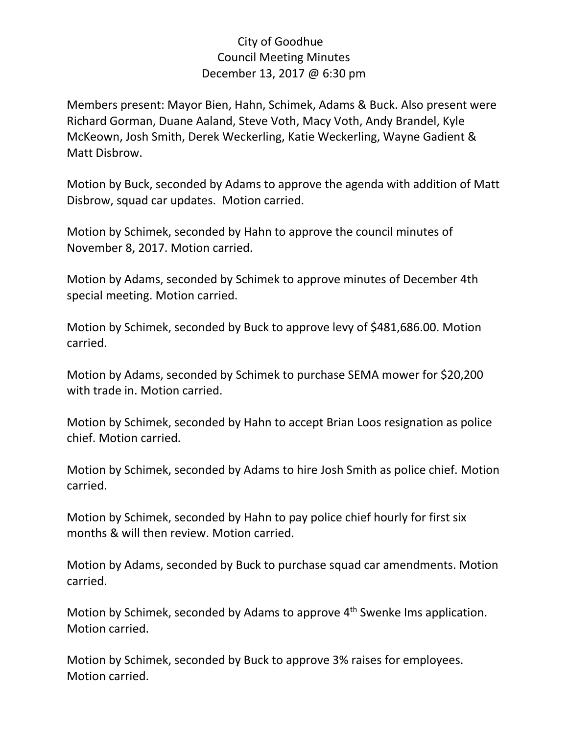# City of Goodhue
## Council Meeting Minutes
### December 13, 2017 @ 6:30 pm

Members present: Mayor Bien, Hahn, Schimek, Adams & Buck. Also present were Richard Gorman, Duane Aaland, Steve Voth, Macy Voth, Andy Brandel, Kyle McKeown, Josh Smith, Derek Weckerling, Katie Weckerling, Wayne Gadient & Matt Disbrow.

Motion by Buck, seconded by Adams to approve the agenda with addition of Matt Disbrow, squad car updates. Motion carried.

Motion by Schimek, seconded by Hahn to approve the council minutes of November 8, 2017. Motion carried.

Motion by Adams, seconded by Schimek to approve minutes of December 4th special meeting. Motion carried.

Motion by Schimek, seconded by Buck to approve levy of $481,686.00. Motion carried.

Motion by Adams, seconded by Schimek to purchase SEMA mower for $20,200 with trade in. Motion carried.

Motion by Schimek, seconded by Hahn to accept Brian Loos resignation as police chief. Motion carried.

Motion by Schimek, seconded by Adams to hire Josh Smith as police chief. Motion carried.

Motion by Schimek, seconded by Hahn to pay police chief hourly for first six months & will then review. Motion carried.

Motion by Adams, seconded by Buck to purchase squad car amendments. Motion carried.

Motion by Schimek, seconded by Adams to approve 4th Swenke Ims application. Motion carried.

Motion by Schimek, seconded by Buck to approve 3% raises for employees. Motion carried.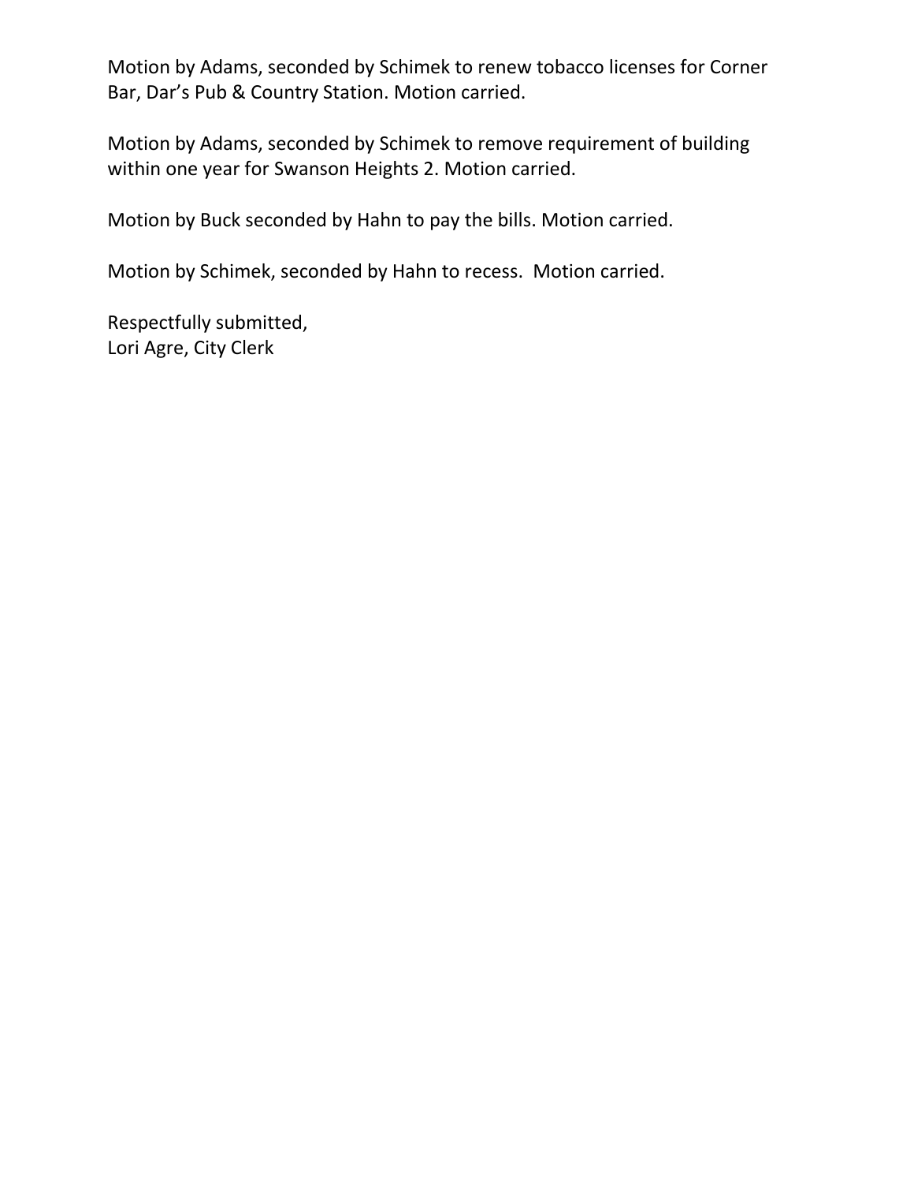Motion by Adams, seconded by Schimek to renew tobacco licenses for Corner Bar, Dar's Pub & Country Station. Motion carried.

Motion by Adams, seconded by Schimek to remove requirement of building within one year for Swanson Heights 2. Motion carried.

Motion by Buck seconded by Hahn to pay the bills. Motion carried.

Motion by Schimek, seconded by Hahn to recess. Motion carried.

Respectfully submitted,  
Lori Agre, City Clerk